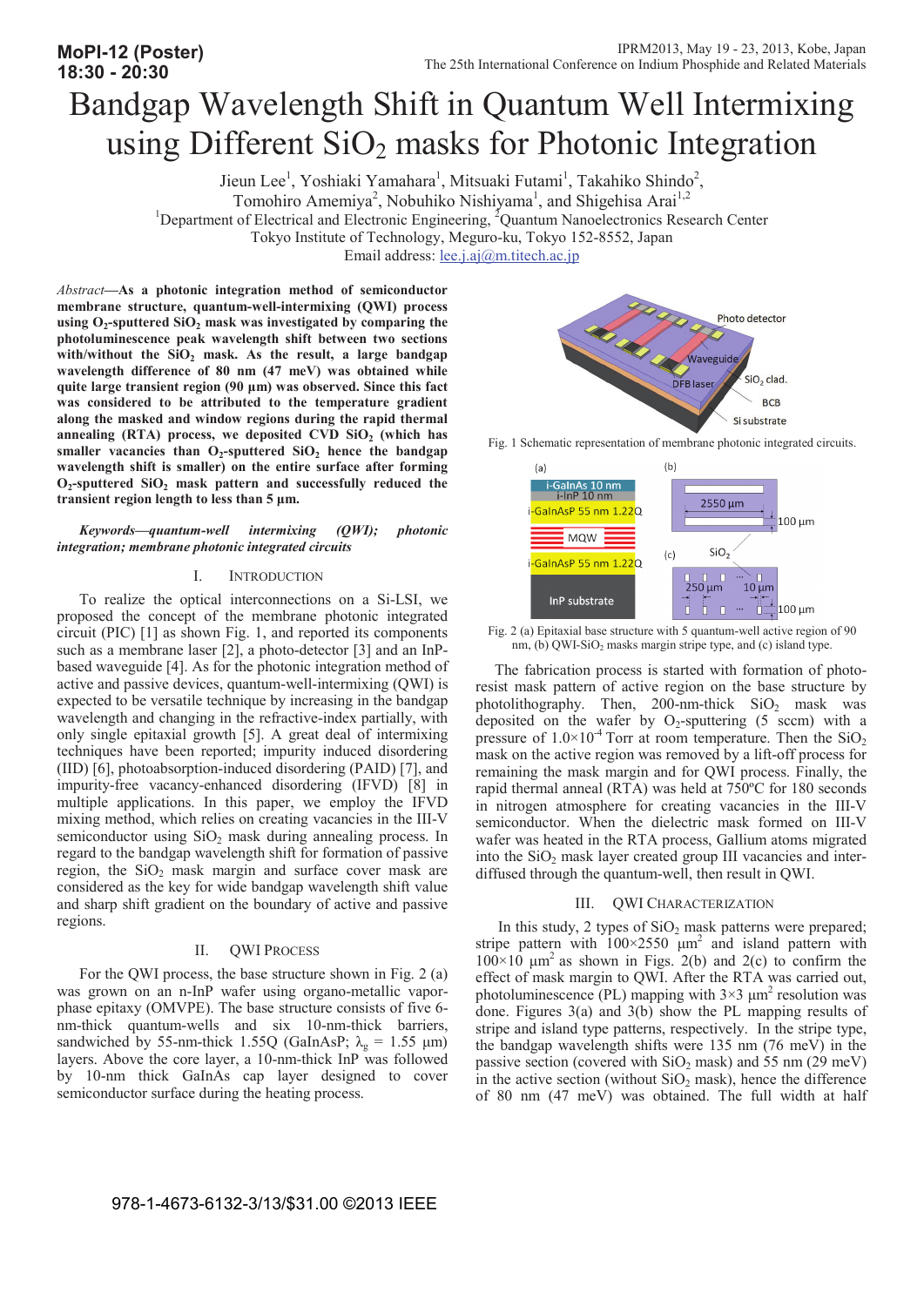MoPI-12 (Poster)
18:30 - 20:30

# Bandgap Wavelength Shift in Quantum Well Intermixing using Different $SiO_2$ masks for Photonic Integration

Jieun Lee[1], Yoshiaki Yamahara[1], Mitsuaki Futami[1], Takahiko Shindo[2], Tomohiro Amemiya[2], Nobuhiko Nishiyama[1], and Shigehisa Arai[1,2]

[1]Department of Electrical and Electronic Engineering, [2]Quantum Nanoelectronics Research Center
Tokyo Institute of Technology, Meguro-ku, Tokyo 152-8552, Japan
Email address: lee.j.aj@m.titech.ac.jp

*Abstract*—**As a photonic integration method of semiconductor membrane structure, quantum-well-intermixing (QWI) process using $O_2$-sputtered $SiO_2$ mask was investigated by comparing the photoluminescence peak wavelength shift between two sections with/without the $SiO_2$ mask. As the result, a large bandgap wavelength difference of 80 nm (47 meV) was obtained while quite large transient region (90 µm) was observed. Since this fact was considered to be attributed to the temperature gradient along the masked and window regions during the rapid thermal annealing (RTA) process, we deposited CVD $SiO_2$ (which has smaller vacancies than $O_2$-sputtered $SiO_2$ hence the bandgap wavelength shift is smaller) on the entire surface after forming $O_2$-sputtered $SiO_2$ mask pattern and successfully reduced the transient region length to less than 5 µm.**

***Keywords—quantum-well intermixing (QWI); photonic integration; membrane photonic integrated circuits***

## I. Introduction

To realize the optical interconnections on a Si-LSI, we proposed the concept of the membrane photonic integrated circuit (PIC) [1] as shown Fig. 1, and reported its components such as a membrane laser [2], a photo-detector [3] and an InP-based waveguide [4]. As for the photonic integration method of active and passive devices, quantum-well-intermixing (QWI) is expected to be versatile technique by increasing in the bandgap wavelength and changing in the refractive-index partially, with only single epitaxial growth [5]. A great deal of intermixing techniques have been reported; impurity induced disordering (IID) [6], photoabsorption-induced disordering (PAID) [7], and impurity-free vacancy-enhanced disordering (IFVD) [8] in multiple applications. In this paper, we employ the IFVD mixing method, which relies on creating vacancies in the III-V semiconductor using $SiO_2$ mask during annealing process. In regard to the bandgap wavelength shift for formation of passive region, the $SiO_2$ mask margin and surface cover mask are considered as the key for wide bandgap wavelength shift value and sharp shift gradient on the boundary of active and passive regions.

## II. QWI Process

For the QWI process, the base structure shown in Fig. 2 (a) was grown on an n-InP wafer using organo-metallic vapor-phase epitaxy (OMVPE). The base structure consists of five 6-nm-thick quantum-wells and six 10-nm-thick barriers, sandwiched by 55-nm-thick 1.55Q (GaInAsP; $\lambda_g$ = 1.55 µm) layers. Above the core layer, a 10-nm-thick InP was followed by 10-nm thick GaInAs cap layer designed to cover semiconductor surface during the heating process.

Fig. 1 Schematic representation of membrane photonic integrated circuits.

Fig. 2 (a) Epitaxial base structure with 5 quantum-well active region of 90 nm, (b) QWI-$SiO_2$ masks margin stripe type, and (c) island type.

The fabrication process is started with formation of photo-resist mask pattern of active region on the base structure by photolithography. Then, 200-nm-thick $SiO_2$ mask was deposited on the wafer by $O_2$-sputtering (5 sccm) with a pressure of $1.0\times10^{-4}$ Torr at room temperature. Then the $SiO_2$ mask on the active region was removed by a lift-off process for remaining the mask margin and for QWI process. Finally, the rapid thermal anneal (RTA) was held at 750ºC for 180 seconds in nitrogen atmosphere for creating vacancies in the III-V semiconductor. When the dielectric mask formed on III-V wafer was heated in the RTA process, Gallium atoms migrated into the $SiO_2$ mask layer created group III vacancies and inter-diffused through the quantum-well, then result in QWI.

## III. QWI Characterization

In this study, 2 types of $SiO_2$ mask patterns were prepared; stripe pattern with 100×2550 µm² and island pattern with 100×10 µm² as shown in Figs. 2(b) and 2(c) to confirm the effect of mask margin to QWI. After the RTA was carried out, photoluminescence (PL) mapping with 3×3 µm² resolution was done. Figures 3(a) and 3(b) show the PL mapping results of stripe and island type patterns, respectively. In the stripe type, the bandgap wavelength shifts were 135 nm (76 meV) in the passive section (covered with $SiO_2$ mask) and 55 nm (29 meV) in the active section (without $SiO_2$ mask), hence the difference of 80 nm (47 meV) was obtained. The full width at half

978-1-4673-6132-3/13/$31.00 ©2013 IEEE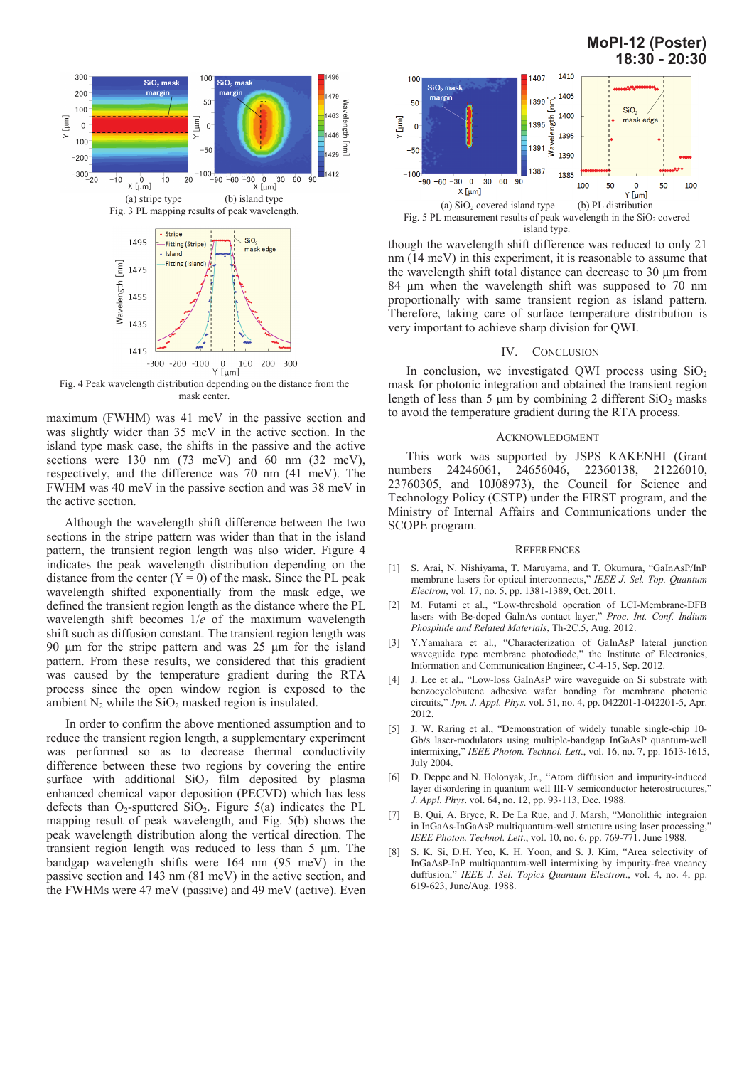MoPI-12 (Poster)
18:30 - 20:30

300
200
100
0
−100
−200
−300
Y [µm]
−20 −10 0 10 20
X [µm]
SiO$_2$ mask margin

100
50
0
−50
−100
Y [µm]
−90 −60 −30 0 30 60 90
X [µm]
SiO$_2$ mask margin

1496
1479
1463
1446
1429
1412
Wavelength [nm]

(a) stripe type (b) island type

Fig. 3 PL mapping results of peak wavelength.

Stripe
Fitting (Stripe)
Island
Fitting (Island)
SiO$_2$ mask edge
1495
1475
1455
1435
1415
Wavelength [nm]
-300 -200 -100 0 100 200 300
Y [µm]

Fig. 4 Peak wavelength distribution depending on the distance from the mask center.

maximum (FWHM) was 41 meV in the passive section and was slightly wider than 35 meV in the active section. In the island type mask case, the shifts in the passive and the active sections were 130 nm (73 meV) and 60 nm (32 meV), respectively, and the difference was 70 nm (41 meV). The FWHM was 40 meV in the passive section and was 38 meV in the active section.

Although the wavelength shift difference between the two sections in the stripe pattern was wider than that in the island pattern, the transient region length was also wider. Figure 4 indicates the peak wavelength distribution depending on the distance from the center (Y = 0) of the mask. Since the PL peak wavelength shifted exponentially from the mask edge, we defined the transient region length as the distance where the PL wavelength shift becomes $1/e$ of the maximum wavelength shift such as diffusion constant. The transient region length was 90 µm for the stripe pattern and was 25 µm for the island pattern. From these results, we considered that this gradient was caused by the temperature gradient during the RTA process since the open window region is exposed to the ambient $N_2$ while the $SiO_2$ masked region is insulated.

In order to confirm the above mentioned assumption and to reduce the transient region length, a supplementary experiment was performed so as to decrease thermal conductivity difference between these two regions by covering the entire surface with additional $SiO_2$ film deposited by plasma enhanced chemical vapor deposition (PECVD) which has less defects than $O_2$-sputtered $SiO_2$. Figure 5(a) indicates the PL mapping result of peak wavelength, and Fig. 5(b) shows the peak wavelength distribution along the vertical direction. The transient region length was reduced to less than 5 µm. The bandgap wavelength shifts were 164 nm (95 meV) in the passive section and 143 nm (81 meV) in the active section, and the FWHMs were 47 meV (passive) and 49 meV (active). Even

100
50
0
−50
−100
Y [µm]
−90 −60 −30 0 30 60 90
X [µm]
SiO$_2$ mask margin
1407
1399
1395
1391
1387
Wavelength [nm]

1410
1405
1400
1395
1390
1385
Wavelength [nm]
-100 -50 0 50 100
Y [µm]
SiO$_2$ mask edge

(a) $SiO_2$ covered island type (b) PL distribution

Fig. 5 PL measurement results of peak wavelength in the $SiO_2$ covered island type.

though the wavelength shift difference was reduced to only 21 nm (14 meV) in this experiment, it is reasonable to assume that the wavelength shift total distance can decrease to 30 µm from 84 µm when the wavelength shift was supposed to 70 nm proportionally with same transient region as island pattern. Therefore, taking care of surface temperature distribution is very important to achieve sharp division for QWI.

## IV. Conclusion

In conclusion, we investigated QWI process using $SiO_2$ mask for photonic integration and obtained the transient region length of less than 5 µm by combining 2 different $SiO_2$ masks to avoid the temperature gradient during the RTA process.

## Acknowledgment

This work was supported by JSPS KAKENHI (Grant numbers 24246061, 24656046, 22360138, 21226010, 23760305, and 10J08973), the Council for Science and Technology Policy (CSTP) under the FIRST program, and the Ministry of Internal Affairs and Communications under the SCOPE program.

## References

[1] S. Arai, N. Nishiyama, T. Maruyama, and T. Okumura, "GaInAsP/InP membrane lasers for optical interconnects," *IEEE J. Sel. Top. Quantum Electron*, vol. 17, no. 5, pp. 1381-1389, Oct. 2011.

[2] M. Futami et al., "Low-threshold operation of LCI-Membrane-DFB lasers with Be-doped GaInAs contact layer," *Proc. Int. Conf. Indium Phosphide and Related Materials*, Th-2C.5, Aug. 2012.

[3] Y.Yamahara et al., "Characterization of GaInAsP lateral junction waveguide type membrane photodiode," the Institute of Electronics, Information and Communication Engineer, C-4-15, Sep. 2012.

[4] J. Lee et al., "Low-loss GaInAsP wire waveguide on Si substrate with benzocyclobutene adhesive wafer bonding for membrane photonic circuits," *Jpn. J. Appl. Phys*. vol. 51, no. 4, pp. 042201-1-042201-5, Apr. 2012.

[5] J. W. Raring et al., "Demonstration of widely tunable single-chip 10-Gb/s laser-modulators using multiple-bandgap InGaAsP quantum-well intermixing," *IEEE Photon. Technol. Lett*., vol. 16, no. 7, pp. 1613-1615, July 2004.

[6] D. Deppe and N. Holonyak, Jr., "Atom diffusion and impurity-induced layer disordering in quantum well III-V semiconductor heterostructures," *J. Appl. Phys*. vol. 64, no. 12, pp. 93-113, Dec. 1988.

[7] B. Qui, A. Bryce, R. De La Rue, and J. Marsh, "Monolithic integraion in InGaAs-InGaAsP multiquantum-well structure using laser processing," *IEEE Photon. Technol. Lett*., vol. 10, no. 6, pp. 769-771, June 1988.

[8] S. K. Si, D.H. Yeo, K. H. Yoon, and S. J. Kim, "Area selectivity of InGaAsP-InP multiquantum-well intermixing by impurity-free vacancy duffusion," *IEEE J. Sel. Topics Quantum Electron*., vol. 4, no. 4, pp. 619-623, June/Aug. 1988.